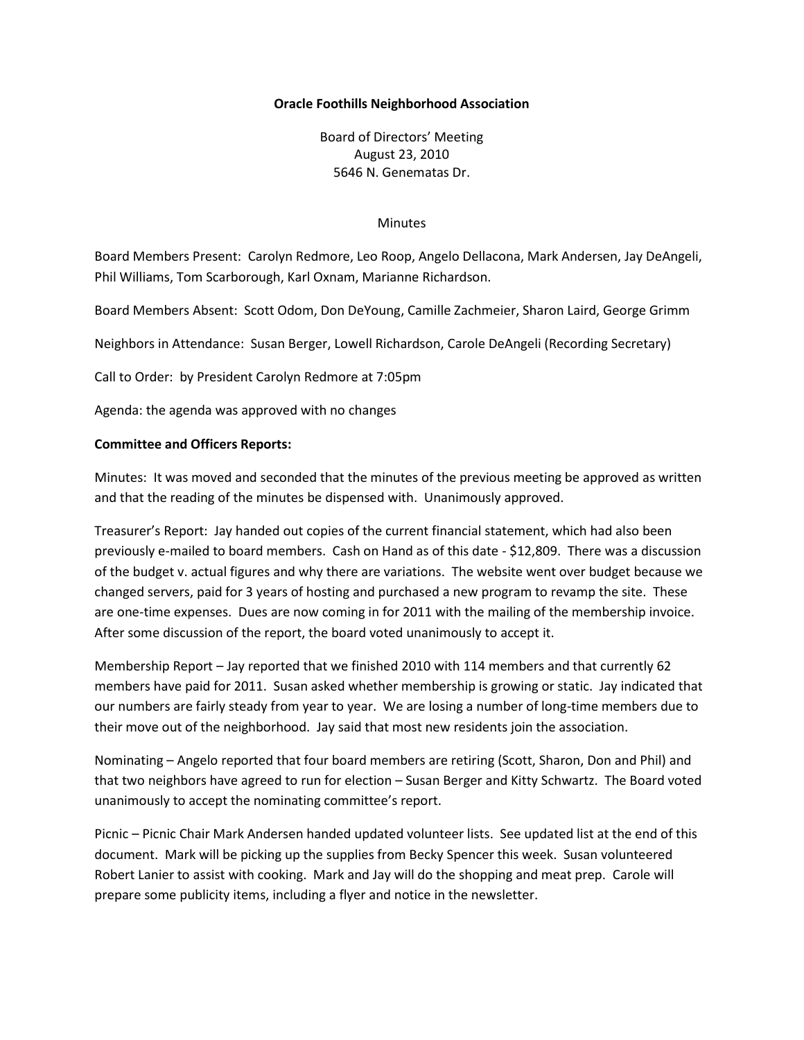**Oracle Foothills Neighborhood Association**

Board of Directors' Meeting
August 23, 2010
5646 N. Genematas Dr.

Minutes

Board Members Present: Carolyn Redmore, Leo Roop, Angelo Dellacona, Mark Andersen, Jay DeAngeli, Phil Williams, Tom Scarborough, Karl Oxnam, Marianne Richardson.

Board Members Absent: Scott Odom, Don DeYoung, Camille Zachmeier, Sharon Laird, George Grimm

Neighbors in Attendance: Susan Berger, Lowell Richardson, Carole DeAngeli (Recording Secretary)

Call to Order: by President Carolyn Redmore at 7:05pm

Agenda: the agenda was approved with no changes

**Committee and Officers Reports:**

Minutes: It was moved and seconded that the minutes of the previous meeting be approved as written and that the reading of the minutes be dispensed with. Unanimously approved.

Treasurer's Report: Jay handed out copies of the current financial statement, which had also been previously e-mailed to board members. Cash on Hand as of this date - $12,809. There was a discussion of the budget v. actual figures and why there are variations. The website went over budget because we changed servers, paid for 3 years of hosting and purchased a new program to revamp the site. These are one-time expenses. Dues are now coming in for 2011 with the mailing of the membership invoice. After some discussion of the report, the board voted unanimously to accept it.

Membership Report – Jay reported that we finished 2010 with 114 members and that currently 62 members have paid for 2011. Susan asked whether membership is growing or static. Jay indicated that our numbers are fairly steady from year to year. We are losing a number of long-time members due to their move out of the neighborhood. Jay said that most new residents join the association.

Nominating – Angelo reported that four board members are retiring (Scott, Sharon, Don and Phil) and that two neighbors have agreed to run for election – Susan Berger and Kitty Schwartz. The Board voted unanimously to accept the nominating committee's report.

Picnic – Picnic Chair Mark Andersen handed updated volunteer lists. See updated list at the end of this document. Mark will be picking up the supplies from Becky Spencer this week. Susan volunteered Robert Lanier to assist with cooking. Mark and Jay will do the shopping and meat prep. Carole will prepare some publicity items, including a flyer and notice in the newsletter.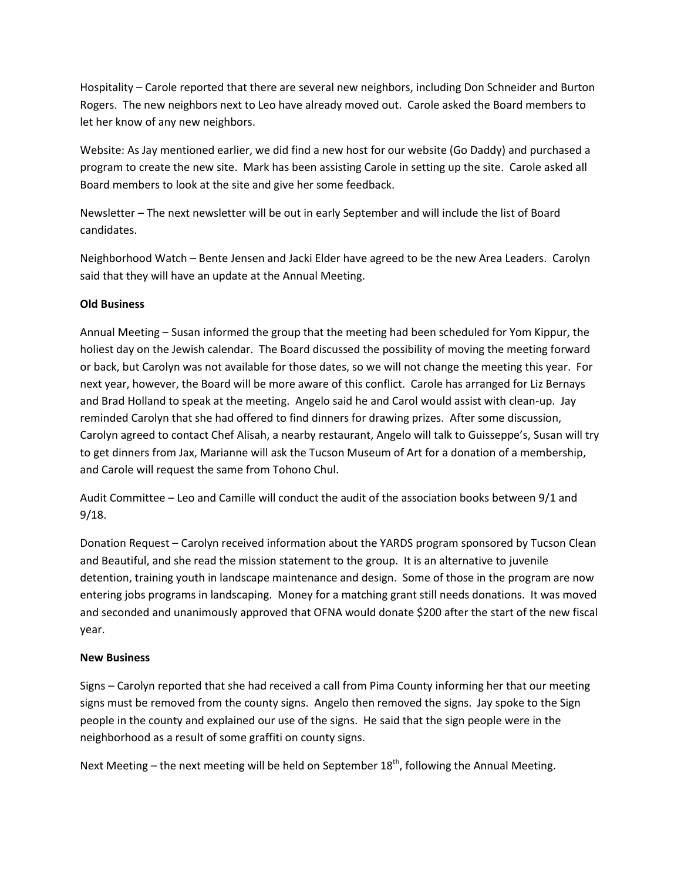Hospitality – Carole reported that there are several new neighbors, including Don Schneider and Burton Rogers. The new neighbors next to Leo have already moved out. Carole asked the Board members to let her know of any new neighbors.

Website: As Jay mentioned earlier, we did find a new host for our website (Go Daddy) and purchased a program to create the new site. Mark has been assisting Carole in setting up the site. Carole asked all Board members to look at the site and give her some feedback.

Newsletter – The next newsletter will be out in early September and will include the list of Board candidates.

Neighborhood Watch – Bente Jensen and Jacki Elder have agreed to be the new Area Leaders. Carolyn said that they will have an update at the Annual Meeting.

**Old Business**

Annual Meeting – Susan informed the group that the meeting had been scheduled for Yom Kippur, the holiest day on the Jewish calendar. The Board discussed the possibility of moving the meeting forward or back, but Carolyn was not available for those dates, so we will not change the meeting this year. For next year, however, the Board will be more aware of this conflict. Carole has arranged for Liz Bernays and Brad Holland to speak at the meeting. Angelo said he and Carol would assist with clean-up. Jay reminded Carolyn that she had offered to find dinners for drawing prizes. After some discussion, Carolyn agreed to contact Chef Alisah, a nearby restaurant, Angelo will talk to Guisseppe's, Susan will try to get dinners from Jax, Marianne will ask the Tucson Museum of Art for a donation of a membership, and Carole will request the same from Tohono Chul.

Audit Committee – Leo and Camille will conduct the audit of the association books between 9/1 and 9/18.

Donation Request – Carolyn received information about the YARDS program sponsored by Tucson Clean and Beautiful, and she read the mission statement to the group. It is an alternative to juvenile detention, training youth in landscape maintenance and design. Some of those in the program are now entering jobs programs in landscaping. Money for a matching grant still needs donations. It was moved and seconded and unanimously approved that OFNA would donate $200 after the start of the new fiscal year.

**New Business**

Signs – Carolyn reported that she had received a call from Pima County informing her that our meeting signs must be removed from the county signs. Angelo then removed the signs. Jay spoke to the Sign people in the county and explained our use of the signs. He said that the sign people were in the neighborhood as a result of some graffiti on county signs.

Next Meeting – the next meeting will be held on September 18th, following the Annual Meeting.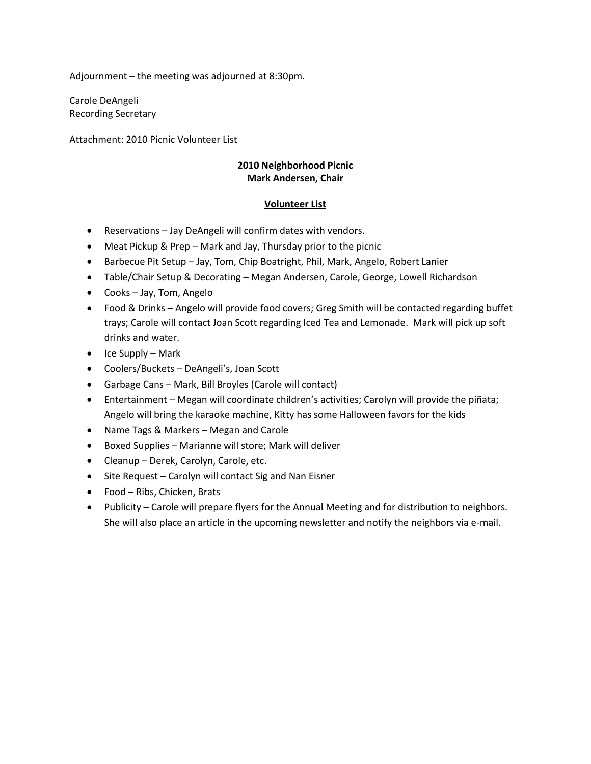Adjournment – the meeting was adjourned at 8:30pm.

Carole DeAngeli
Recording Secretary

Attachment: 2010 Picnic Volunteer List

**2010 Neighborhood Picnic**
**Mark Andersen, Chair**

**Volunteer List**

- Reservations – Jay DeAngeli will confirm dates with vendors.
- Meat Pickup & Prep – Mark and Jay, Thursday prior to the picnic
- Barbecue Pit Setup – Jay, Tom, Chip Boatright, Phil, Mark, Angelo, Robert Lanier
- Table/Chair Setup & Decorating – Megan Andersen, Carole, George, Lowell Richardson
- Cooks – Jay, Tom, Angelo
- Food & Drinks – Angelo will provide food covers; Greg Smith will be contacted regarding buffet trays; Carole will contact Joan Scott regarding Iced Tea and Lemonade. Mark will pick up soft drinks and water.
- Ice Supply – Mark
- Coolers/Buckets – DeAngeli's, Joan Scott
- Garbage Cans – Mark, Bill Broyles (Carole will contact)
- Entertainment – Megan will coordinate children's activities; Carolyn will provide the piñata; Angelo will bring the karaoke machine, Kitty has some Halloween favors for the kids
- Name Tags & Markers – Megan and Carole
- Boxed Supplies – Marianne will store; Mark will deliver
- Cleanup – Derek, Carolyn, Carole, etc.
- Site Request – Carolyn will contact Sig and Nan Eisner
- Food – Ribs, Chicken, Brats
- Publicity – Carole will prepare flyers for the Annual Meeting and for distribution to neighbors. She will also place an article in the upcoming newsletter and notify the neighbors via e-mail.